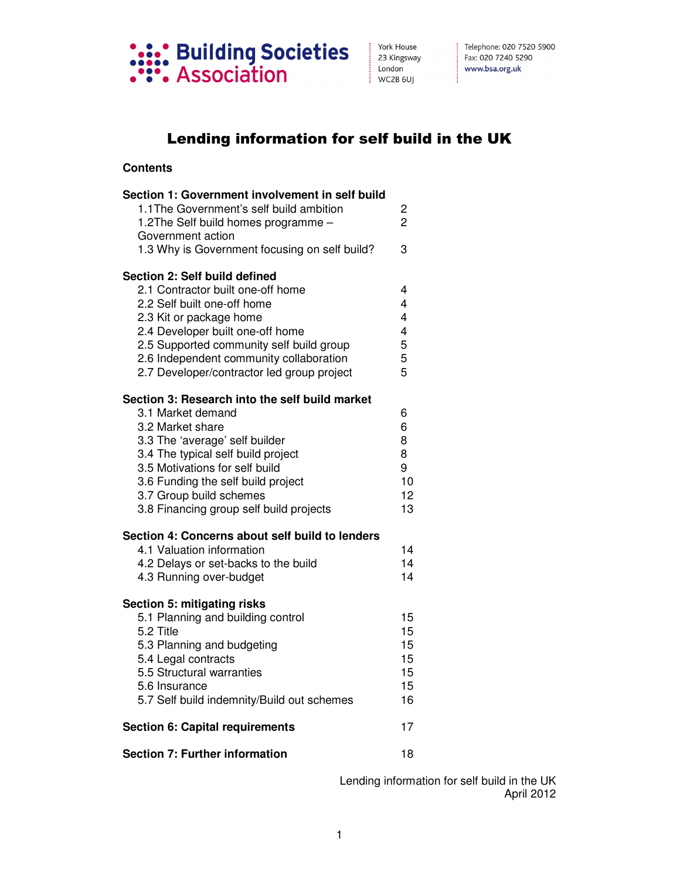Building Societies Association

York House
23 Kingsway
London
WC2B 6UJ

Telephone: 020 7520 5900
Fax: 020 7240 5290
www.bsa.org.uk

# Lending information for self build in the UK

**Contents**

| | |
|---|---|
| **Section 1: Government involvement in self build** | |
| 1.1The Government's self build ambition | 2 |
| 1.2The Self build homes programme – Government action | 2 |
| 1.3 Why is Government focusing on self build? | 3 |
| **Section 2: Self build defined** | |
| 2.1 Contractor built one-off home | 4 |
| 2.2 Self built one-off home | 4 |
| 2.3 Kit or package home | 4 |
| 2.4 Developer built one-off home | 4 |
| 2.5 Supported community self build group | 5 |
| 2.6 Independent community collaboration | 5 |
| 2.7 Developer/contractor led group project | 5 |
| **Section 3: Research into the self build market** | |
| 3.1 Market demand | 6 |
| 3.2 Market share | 6 |
| 3.3 The 'average' self builder | 8 |
| 3.4 The typical self build project | 8 |
| 3.5 Motivations for self build | 9 |
| 3.6 Funding the self build project | 10 |
| 3.7 Group build schemes | 12 |
| 3.8 Financing group self build projects | 13 |
| **Section 4: Concerns about self build to lenders** | |
| 4.1 Valuation information | 14 |
| 4.2 Delays or set-backs to the build | 14 |
| 4.3 Running over-budget | 14 |
| **Section 5: mitigating risks** | |
| 5.1 Planning and building control | 15 |
| 5.2 Title | 15 |
| 5.3 Planning and budgeting | 15 |
| 5.4 Legal contracts | 15 |
| 5.5 Structural warranties | 15 |
| 5.6 Insurance | 15 |
| 5.7 Self build indemnity/Build out schemes | 16 |
| **Section 6: Capital requirements** | 17 |
| **Section 7: Further information** | 18 |

Lending information for self build in the UK
April 2012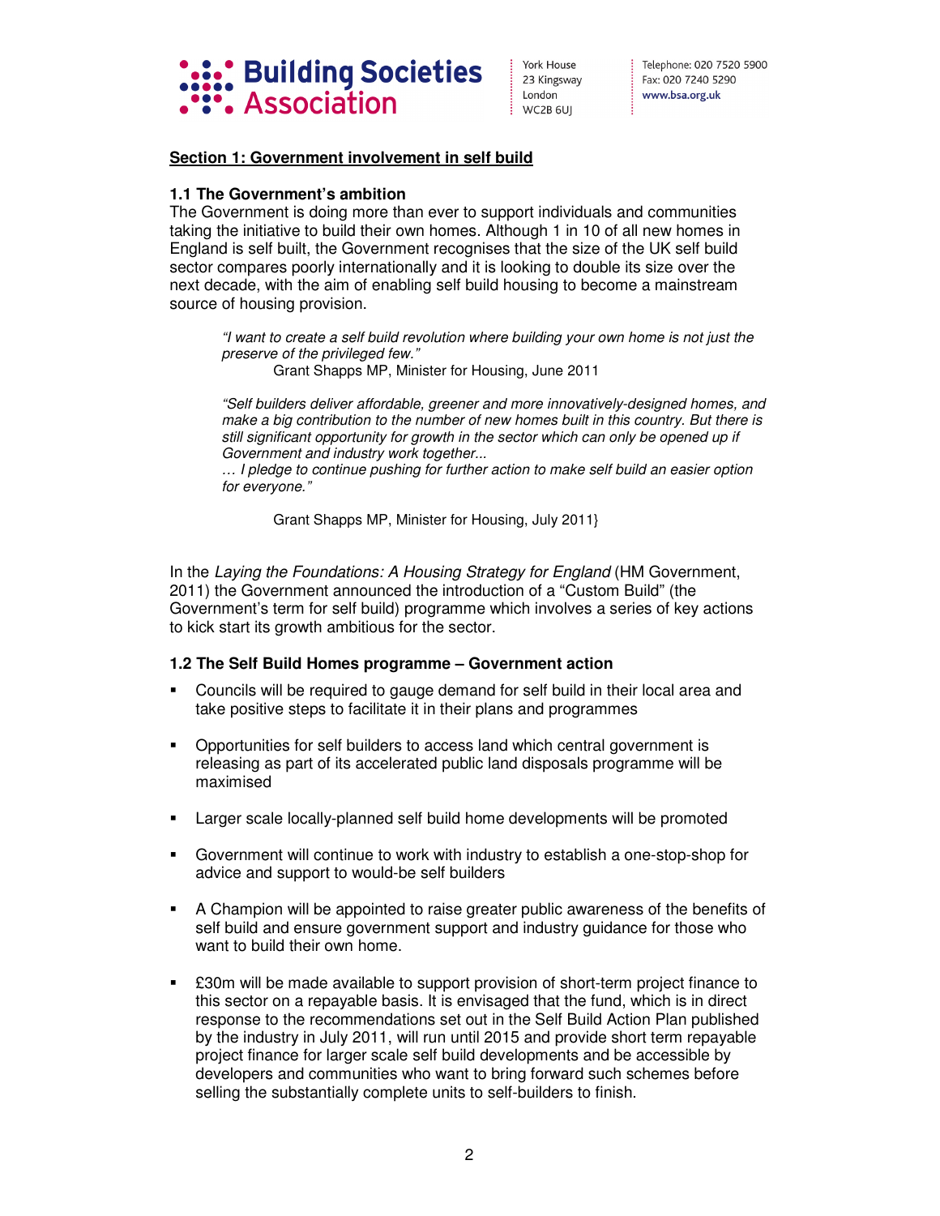## Section 1: Government involvement in self build

### 1.1 The Government's ambition

The Government is doing more than ever to support individuals and communities taking the initiative to build their own homes. Although 1 in 10 of all new homes in England is self built, the Government recognises that the size of the UK self build sector compares poorly internationally and it is looking to double its size over the next decade, with the aim of enabling self build housing to become a mainstream source of housing provision.

> *"I want to create a self build revolution where building your own home is not just the preserve of the privileged few."*
>
> Grant Shapps MP, Minister for Housing, June 2011

> *"Self builders deliver affordable, greener and more innovatively-designed homes, and make a big contribution to the number of new homes built in this country. But there is still significant opportunity for growth in the sector which can only be opened up if Government and industry work together...*
> *… I pledge to continue pushing for further action to make self build an easier option for everyone."*
>
> Grant Shapps MP, Minister for Housing, July 2011}

In the *Laying the Foundations: A Housing Strategy for England* (HM Government, 2011) the Government announced the introduction of a "Custom Build" (the Government's term for self build) programme which involves a series of key actions to kick start its growth ambitious for the sector.

### 1.2 The Self Build Homes programme – Government action

- Councils will be required to gauge demand for self build in their local area and take positive steps to facilitate it in their plans and programmes
- Opportunities for self builders to access land which central government is releasing as part of its accelerated public land disposals programme will be maximised
- Larger scale locally-planned self build home developments will be promoted
- Government will continue to work with industry to establish a one-stop-shop for advice and support to would-be self builders
- A Champion will be appointed to raise greater public awareness of the benefits of self build and ensure government support and industry guidance for those who want to build their own home.
- £30m will be made available to support provision of short-term project finance to this sector on a repayable basis. It is envisaged that the fund, which is in direct response to the recommendations set out in the Self Build Action Plan published by the industry in July 2011, will run until 2015 and provide short term repayable project finance for larger scale self build developments and be accessible by developers and communities who want to bring forward such schemes before selling the substantially complete units to self-builders to finish.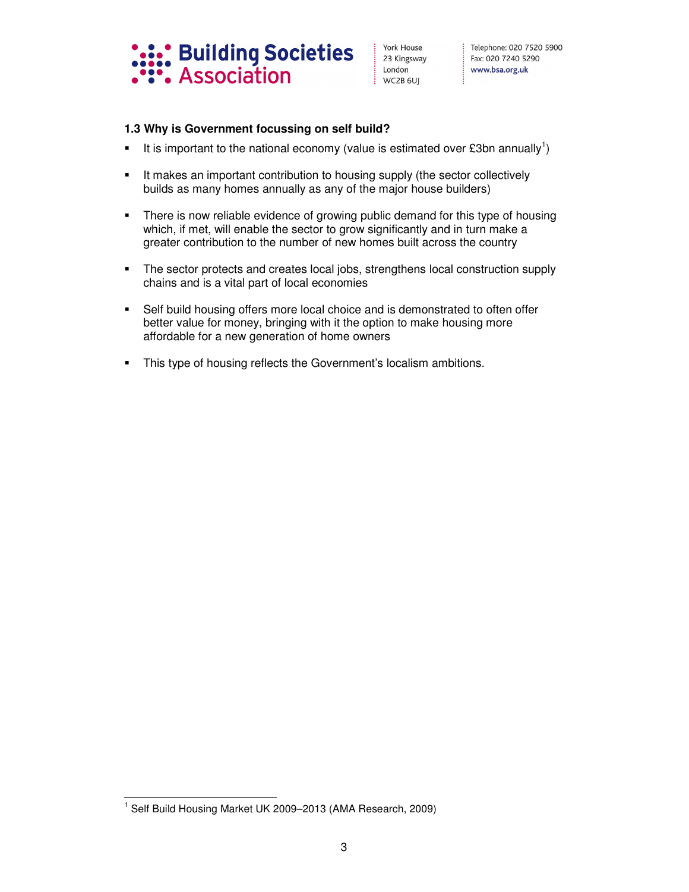### 1.3 Why is Government focussing on self build?

- It is important to the national economy (value is estimated over £3bn annually[1])
- It makes an important contribution to housing supply (the sector collectively builds as many homes annually as any of the major house builders)
- There is now reliable evidence of growing public demand for this type of housing which, if met, will enable the sector to grow significantly and in turn make a greater contribution to the number of new homes built across the country
- The sector protects and creates local jobs, strengthens local construction supply chains and is a vital part of local economies
- Self build housing offers more local choice and is demonstrated to often offer better value for money, bringing with it the option to make housing more affordable for a new generation of home owners
- This type of housing reflects the Government's localism ambitions.

[1] Self Build Housing Market UK 2009–2013 (AMA Research, 2009)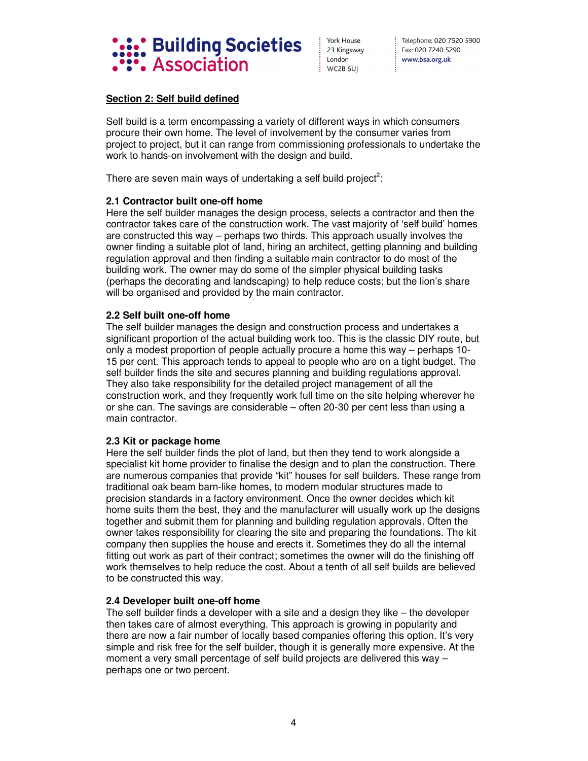## Section 2: Self build defined

Self build is a term encompassing a variety of different ways in which consumers procure their own home. The level of involvement by the consumer varies from project to project, but it can range from commissioning professionals to undertake the work to hands-on involvement with the design and build.

There are seven main ways of undertaking a self build project[2]:

### 2.1 Contractor built one-off home

Here the self builder manages the design process, selects a contractor and then the contractor takes care of the construction work. The vast majority of 'self build' homes are constructed this way – perhaps two thirds. This approach usually involves the owner finding a suitable plot of land, hiring an architect, getting planning and building regulation approval and then finding a suitable main contractor to do most of the building work. The owner may do some of the simpler physical building tasks (perhaps the decorating and landscaping) to help reduce costs; but the lion's share will be organised and provided by the main contractor.

### 2.2 Self built one-off home

The self builder manages the design and construction process and undertakes a significant proportion of the actual building work too. This is the classic DIY route, but only a modest proportion of people actually procure a home this way – perhaps 10-15 per cent. This approach tends to appeal to people who are on a tight budget. The self builder finds the site and secures planning and building regulations approval. They also take responsibility for the detailed project management of all the construction work, and they frequently work full time on the site helping wherever he or she can. The savings are considerable – often 20-30 per cent less than using a main contractor.

### 2.3 Kit or package home

Here the self builder finds the plot of land, but then they tend to work alongside a specialist kit home provider to finalise the design and to plan the construction. There are numerous companies that provide "kit" houses for self builders. These range from traditional oak beam barn-like homes, to modern modular structures made to precision standards in a factory environment. Once the owner decides which kit home suits them the best, they and the manufacturer will usually work up the designs together and submit them for planning and building regulation approvals. Often the owner takes responsibility for clearing the site and preparing the foundations. The kit company then supplies the house and erects it. Sometimes they do all the internal fitting out work as part of their contract; sometimes the owner will do the finishing off work themselves to help reduce the cost. About a tenth of all self builds are believed to be constructed this way.

### 2.4 Developer built one-off home

The self builder finds a developer with a site and a design they like – the developer then takes care of almost everything. This approach is growing in popularity and there are now a fair number of locally based companies offering this option. It's very simple and risk free for the self builder, though it is generally more expensive. At the moment a very small percentage of self build projects are delivered this way – perhaps one or two percent.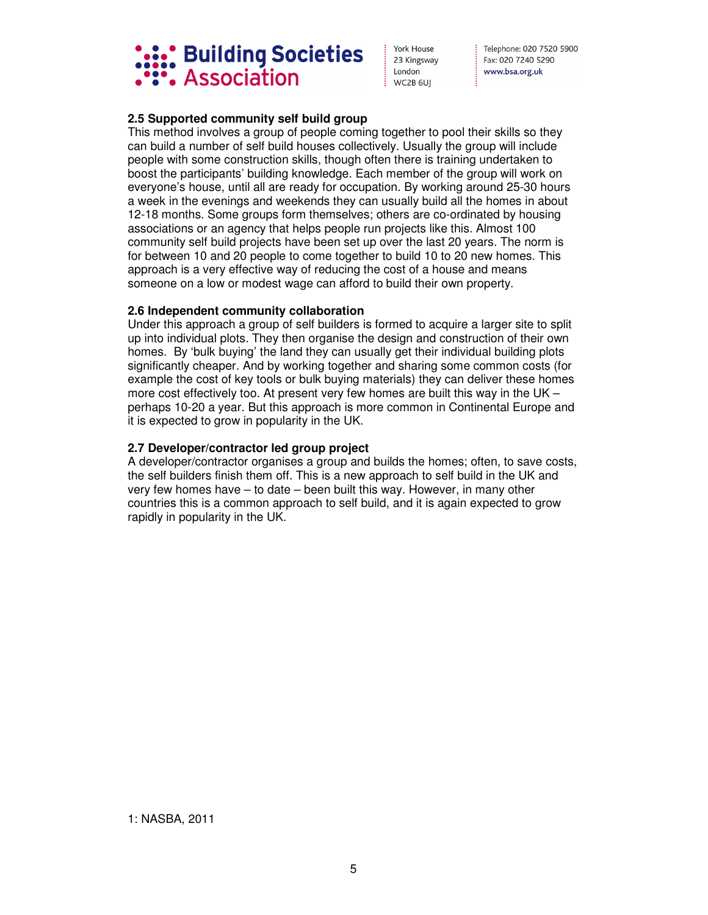### 2.5 Supported community self build group

This method involves a group of people coming together to pool their skills so they can build a number of self build houses collectively. Usually the group will include people with some construction skills, though often there is training undertaken to boost the participants' building knowledge. Each member of the group will work on everyone's house, until all are ready for occupation. By working around 25-30 hours a week in the evenings and weekends they can usually build all the homes in about 12-18 months. Some groups form themselves; others are co-ordinated by housing associations or an agency that helps people run projects like this. Almost 100 community self build projects have been set up over the last 20 years. The norm is for between 10 and 20 people to come together to build 10 to 20 new homes. This approach is a very effective way of reducing the cost of a house and means someone on a low or modest wage can afford to build their own property.

### 2.6 Independent community collaboration

Under this approach a group of self builders is formed to acquire a larger site to split up into individual plots. They then organise the design and construction of their own homes. By 'bulk buying' the land they can usually get their individual building plots significantly cheaper. And by working together and sharing some common costs (for example the cost of key tools or bulk buying materials) they can deliver these homes more cost effectively too. At present very few homes are built this way in the UK – perhaps 10-20 a year. But this approach is more common in Continental Europe and it is expected to grow in popularity in the UK.

### 2.7 Developer/contractor led group project

A developer/contractor organises a group and builds the homes; often, to save costs, the self builders finish them off. This is a new approach to self build in the UK and very few homes have – to date – been built this way. However, in many other countries this is a common approach to self build, and it is again expected to grow rapidly in popularity in the UK.

1: NASBA, 2011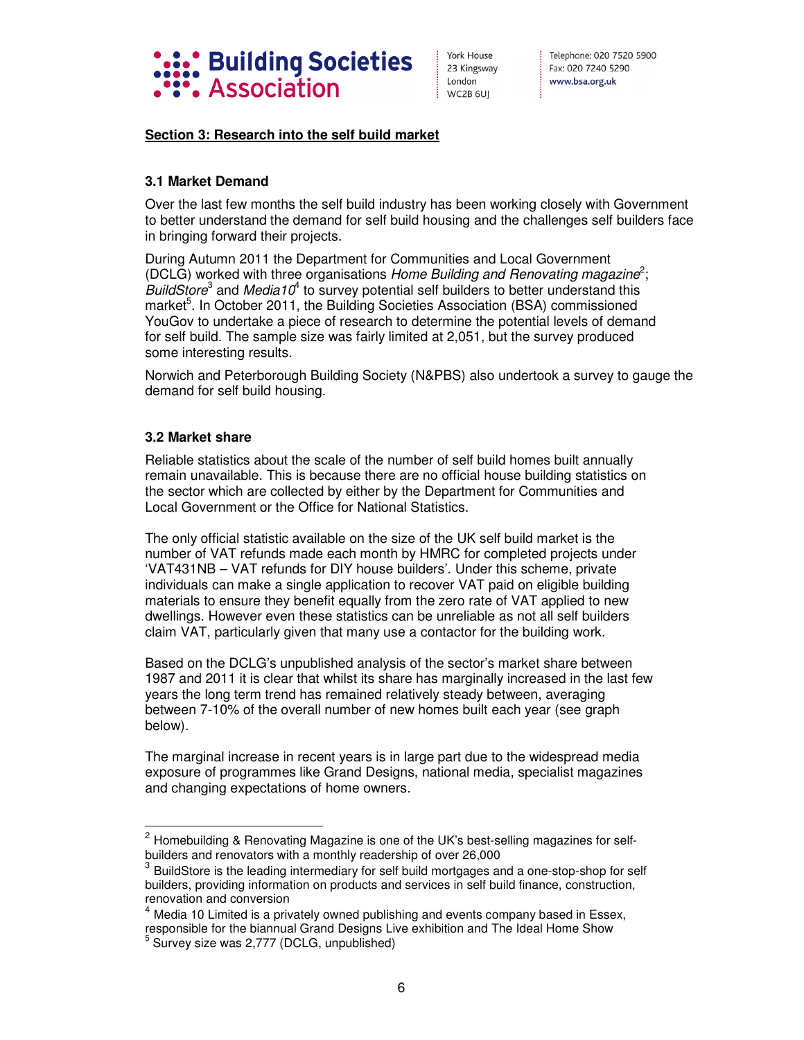## Section 3: Research into the self build market

### 3.1 Market Demand

Over the last few months the self build industry has been working closely with Government to better understand the demand for self build housing and the challenges self builders face in bringing forward their projects.

During Autumn 2011 the Department for Communities and Local Government (DCLG) worked with three organisations *Home Building and Renovating magazine*[2]; *BuildStore*[3] and *Media10*[4] to survey potential self builders to better understand this market[5]. In October 2011, the Building Societies Association (BSA) commissioned YouGov to undertake a piece of research to determine the potential levels of demand for self build. The sample size was fairly limited at 2,051, but the survey produced some interesting results.

Norwich and Peterborough Building Society (N&PBS) also undertook a survey to gauge the demand for self build housing.

### 3.2 Market share

Reliable statistics about the scale of the number of self build homes built annually remain unavailable. This is because there are no official house building statistics on the sector which are collected by either by the Department for Communities and Local Government or the Office for National Statistics.

The only official statistic available on the size of the UK self build market is the number of VAT refunds made each month by HMRC for completed projects under 'VAT431NB – VAT refunds for DIY house builders'. Under this scheme, private individuals can make a single application to recover VAT paid on eligible building materials to ensure they benefit equally from the zero rate of VAT applied to new dwellings. However even these statistics can be unreliable as not all self builders claim VAT, particularly given that many use a contactor for the building work.

Based on the DCLG's unpublished analysis of the sector's market share between 1987 and 2011 it is clear that whilst its share has marginally increased in the last few years the long term trend has remained relatively steady between, averaging between 7-10% of the overall number of new homes built each year (see graph below).

The marginal increase in recent years is in large part due to the widespread media exposure of programmes like Grand Designs, national media, specialist magazines and changing expectations of home owners.

---

[2] Homebuilding & Renovating Magazine is one of the UK's best-selling magazines for self-builders and renovators with a monthly readership of over 26,000

[3] BuildStore is the leading intermediary for self build mortgages and a one-stop-shop for self builders, providing information on products and services in self build finance, construction, renovation and conversion

[4] Media 10 Limited is a privately owned publishing and events company based in Essex, responsible for the biannual Grand Designs Live exhibition and The Ideal Home Show

[5] Survey size was 2,777 (DCLG, unpublished)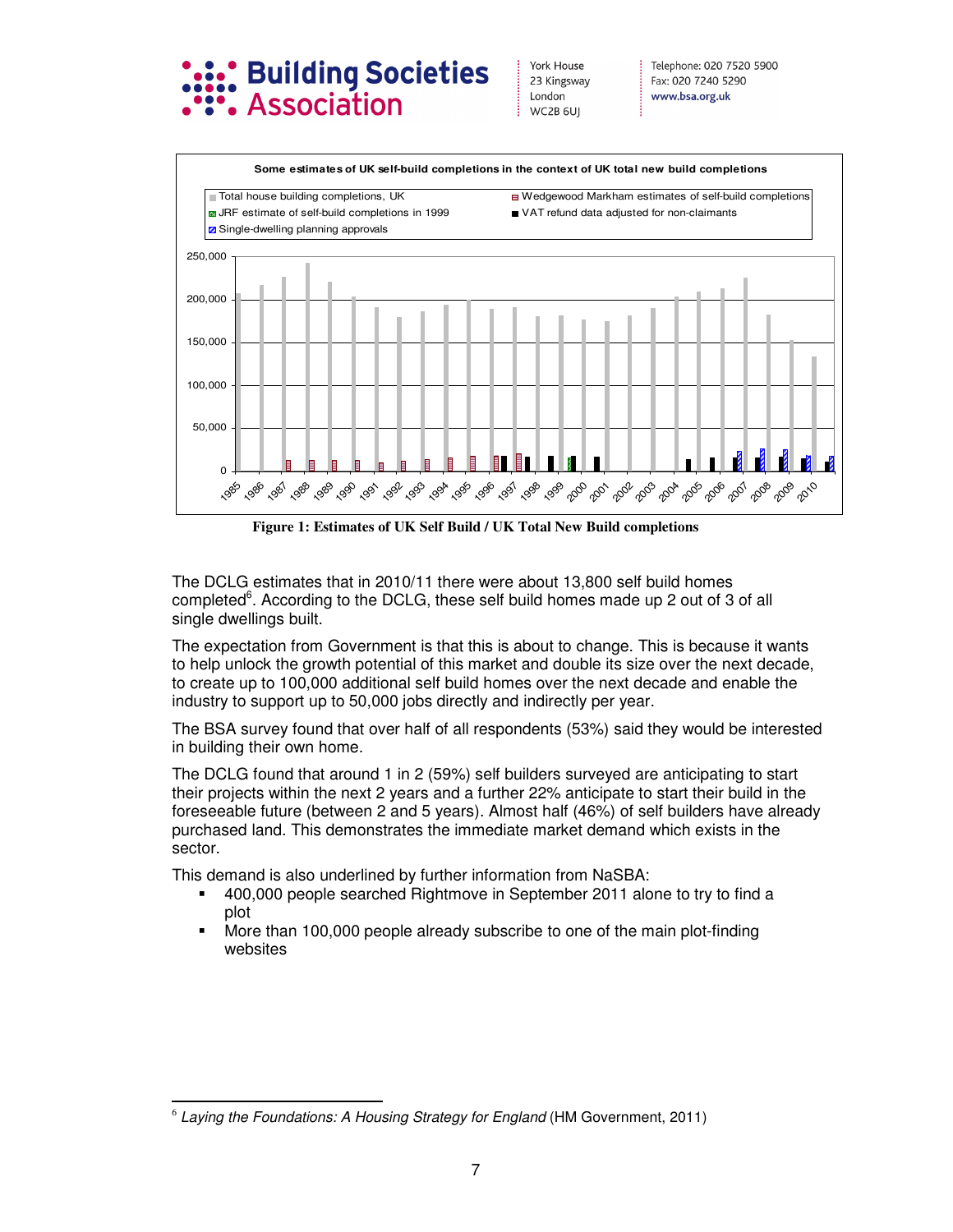**Figure 1: Estimates of UK Self Build / UK Total New Build completions**

The DCLG estimates that in 2010/11 there were about 13,800 self build homes completed[6]. According to the DCLG, these self build homes made up 2 out of 3 of all single dwellings built.

The expectation from Government is that this is about to change. This is because it wants to help unlock the growth potential of this market and double its size over the next decade, to create up to 100,000 additional self build homes over the next decade and enable the industry to support up to 50,000 jobs directly and indirectly per year.

The BSA survey found that over half of all respondents (53%) said they would be interested in building their own home.

The DCLG found that around 1 in 2 (59%) self builders surveyed are anticipating to start their projects within the next 2 years and a further 22% anticipate to start their build in the foreseeable future (between 2 and 5 years). Almost half (46%) of self builders have already purchased land. This demonstrates the immediate market demand which exists in the sector.

This demand is also underlined by further information from NaSBA:

- 400,000 people searched Rightmove in September 2011 alone to try to find a plot
- More than 100,000 people already subscribe to one of the main plot-finding websites

[6] *Laying the Foundations: A Housing Strategy for England* (HM Government, 2011)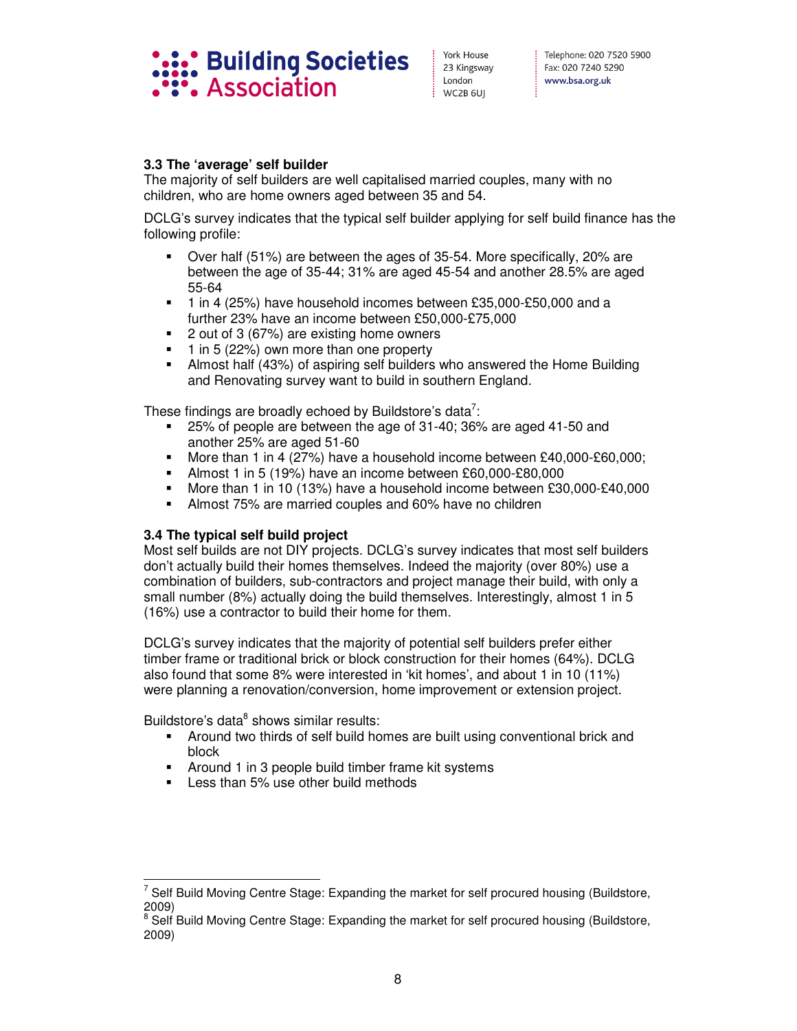### 3.3 The 'average' self builder

The majority of self builders are well capitalised married couples, many with no children, who are home owners aged between 35 and 54.

DCLG's survey indicates that the typical self builder applying for self build finance has the following profile:

- Over half (51%) are between the ages of 35-54. More specifically, 20% are between the age of 35-44; 31% are aged 45-54 and another 28.5% are aged 55-64
- 1 in 4 (25%) have household incomes between £35,000-£50,000 and a further 23% have an income between £50,000-£75,000
- 2 out of 3 (67%) are existing home owners
- 1 in 5 (22%) own more than one property
- Almost half (43%) of aspiring self builders who answered the Home Building and Renovating survey want to build in southern England.

These findings are broadly echoed by Buildstore's data[7]:

- 25% of people are between the age of 31-40; 36% are aged 41-50 and another 25% are aged 51-60
- More than 1 in 4 (27%) have a household income between £40,000-£60,000;
- Almost 1 in 5 (19%) have an income between £60,000-£80,000
- More than 1 in 10 (13%) have a household income between £30,000-£40,000
- Almost 75% are married couples and 60% have no children

### 3.4 The typical self build project

Most self builds are not DIY projects. DCLG's survey indicates that most self builders don't actually build their homes themselves. Indeed the majority (over 80%) use a combination of builders, sub-contractors and project manage their build, with only a small number (8%) actually doing the build themselves. Interestingly, almost 1 in 5 (16%) use a contractor to build their home for them.

DCLG's survey indicates that the majority of potential self builders prefer either timber frame or traditional brick or block construction for their homes (64%). DCLG also found that some 8% were interested in 'kit homes', and about 1 in 10 (11%) were planning a renovation/conversion, home improvement or extension project.

Buildstore's data[8] shows similar results:

- Around two thirds of self build homes are built using conventional brick and block
- Around 1 in 3 people build timber frame kit systems
- Less than 5% use other build methods

---

[7] Self Build Moving Centre Stage: Expanding the market for self procured housing (Buildstore, 2009)

[8] Self Build Moving Centre Stage: Expanding the market for self procured housing (Buildstore, 2009)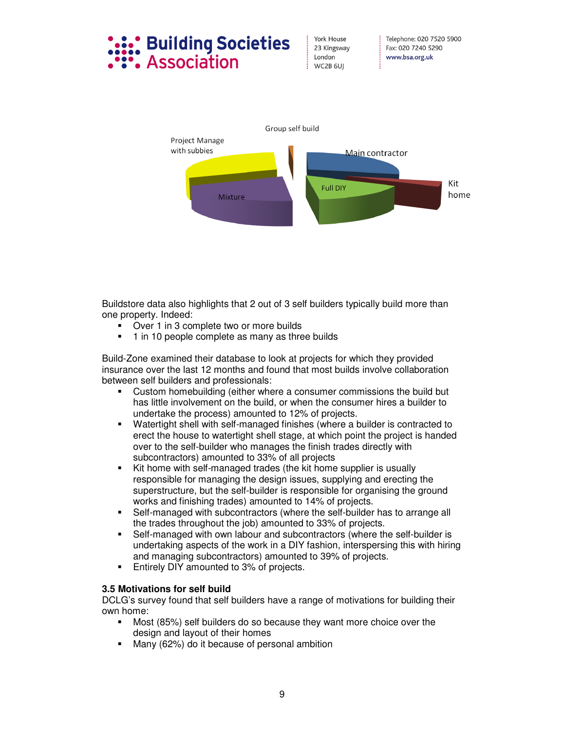Group self build

Project Manage with subbies

Main contractor

Kit home

Full DIY

Mixture

Buildstore data also highlights that 2 out of 3 self builders typically build more than one property. Indeed:

- Over 1 in 3 complete two or more builds
- 1 in 10 people complete as many as three builds

Build-Zone examined their database to look at projects for which they provided insurance over the last 12 months and found that most builds involve collaboration between self builders and professionals:

- Custom homebuilding (either where a consumer commissions the build but has little involvement on the build, or when the consumer hires a builder to undertake the process) amounted to 12% of projects.
- Watertight shell with self-managed finishes (where a builder is contracted to erect the house to watertight shell stage, at which point the project is handed over to the self-builder who manages the finish trades directly with subcontractors) amounted to 33% of all projects
- Kit home with self-managed trades (the kit home supplier is usually responsible for managing the design issues, supplying and erecting the superstructure, but the self-builder is responsible for organising the ground works and finishing trades) amounted to 14% of projects.
- Self-managed with subcontractors (where the self-builder has to arrange all the trades throughout the job) amounted to 33% of projects.
- Self-managed with own labour and subcontractors (where the self-builder is undertaking aspects of the work in a DIY fashion, interspersing this with hiring and managing subcontractors) amounted to 39% of projects.
- Entirely DIY amounted to 3% of projects.

### 3.5 Motivations for self build

DCLG's survey found that self builders have a range of motivations for building their own home:

- Most (85%) self builders do so because they want more choice over the design and layout of their homes
- Many (62%) do it because of personal ambition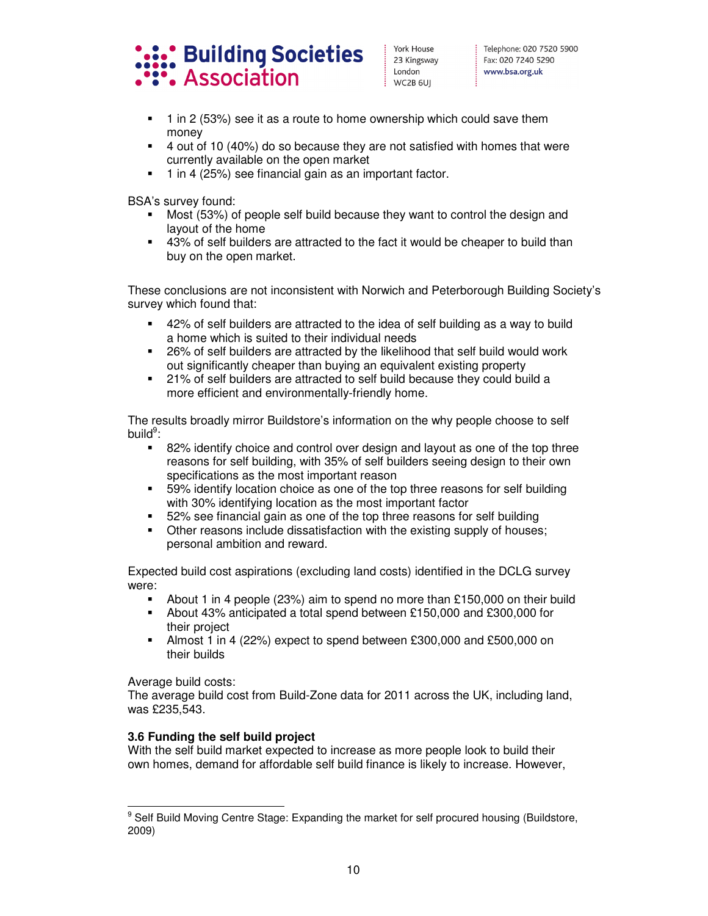- 1 in 2 (53%) see it as a route to home ownership which could save them money
- 4 out of 10 (40%) do so because they are not satisfied with homes that were currently available on the open market
- 1 in 4 (25%) see financial gain as an important factor.

BSA's survey found:

- Most (53%) of people self build because they want to control the design and layout of the home
- 43% of self builders are attracted to the fact it would be cheaper to build than buy on the open market.

These conclusions are not inconsistent with Norwich and Peterborough Building Society's survey which found that:

- 42% of self builders are attracted to the idea of self building as a way to build a home which is suited to their individual needs
- 26% of self builders are attracted by the likelihood that self build would work out significantly cheaper than buying an equivalent existing property
- 21% of self builders are attracted to self build because they could build a more efficient and environmentally-friendly home.

The results broadly mirror Buildstore's information on the why people choose to self build[9]:

- 82% identify choice and control over design and layout as one of the top three reasons for self building, with 35% of self builders seeing design to their own specifications as the most important reason
- 59% identify location choice as one of the top three reasons for self building with 30% identifying location as the most important factor
- 52% see financial gain as one of the top three reasons for self building
- Other reasons include dissatisfaction with the existing supply of houses; personal ambition and reward.

Expected build cost aspirations (excluding land costs) identified in the DCLG survey were:

- About 1 in 4 people (23%) aim to spend no more than £150,000 on their build
- About 43% anticipated a total spend between £150,000 and £300,000 for their project
- Almost 1 in 4 (22%) expect to spend between £300,000 and £500,000 on their builds

Average build costs:
The average build cost from Build-Zone data for 2011 across the UK, including land, was £235,543.

**3.6 Funding the self build project**

With the self build market expected to increase as more people look to build their own homes, demand for affordable self build finance is likely to increase. However,

[9] Self Build Moving Centre Stage: Expanding the market for self procured housing (Buildstore, 2009)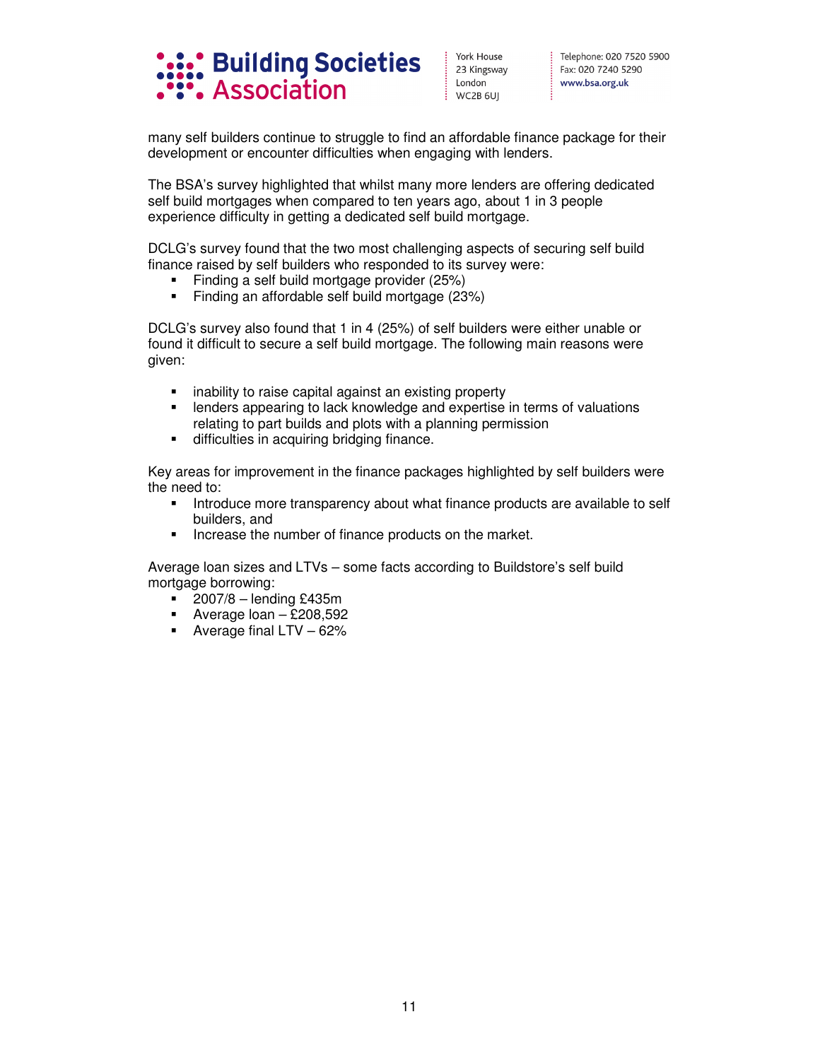many self builders continue to struggle to find an affordable finance package for their development or encounter difficulties when engaging with lenders.

The BSA's survey highlighted that whilst many more lenders are offering dedicated self build mortgages when compared to ten years ago, about 1 in 3 people experience difficulty in getting a dedicated self build mortgage.

DCLG's survey found that the two most challenging aspects of securing self build finance raised by self builders who responded to its survey were:

- Finding a self build mortgage provider (25%)
- Finding an affordable self build mortgage (23%)

DCLG's survey also found that 1 in 4 (25%) of self builders were either unable or found it difficult to secure a self build mortgage. The following main reasons were given:

- inability to raise capital against an existing property
- lenders appearing to lack knowledge and expertise in terms of valuations relating to part builds and plots with a planning permission
- difficulties in acquiring bridging finance.

Key areas for improvement in the finance packages highlighted by self builders were the need to:

- Introduce more transparency about what finance products are available to self builders, and
- Increase the number of finance products on the market.

Average loan sizes and LTVs – some facts according to Buildstore's self build mortgage borrowing:

- 2007/8 – lending £435m
- Average loan – £208,592
- Average final LTV – 62%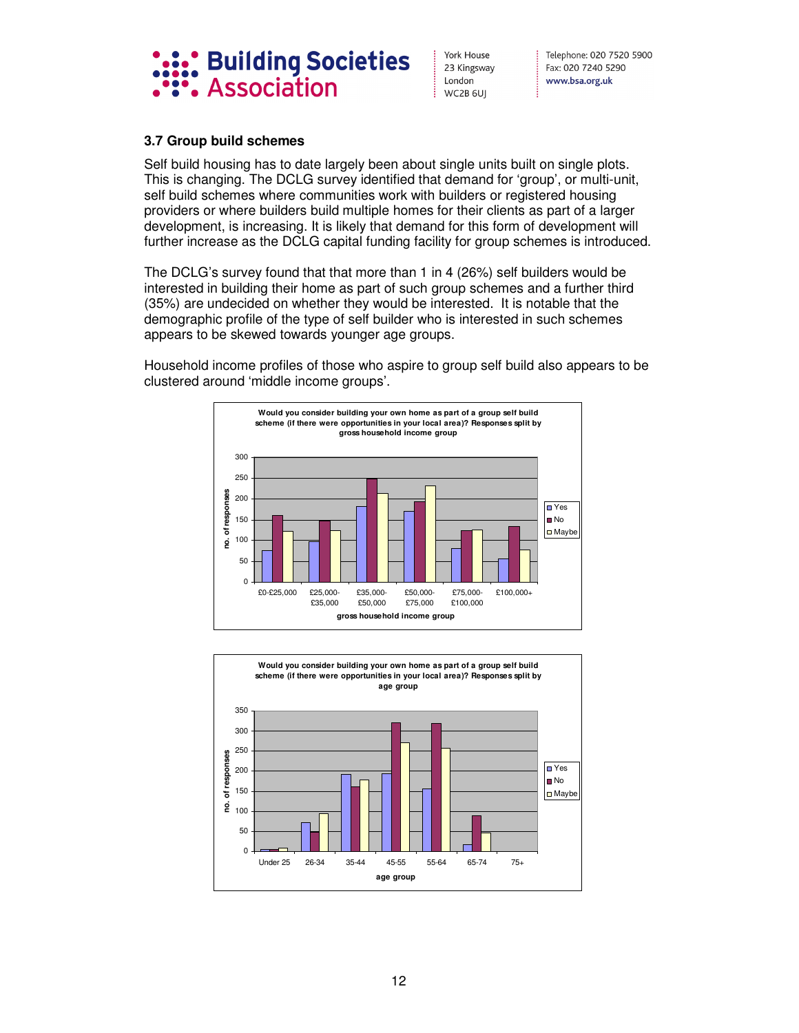### 3.7 Group build schemes

Self build housing has to date largely been about single units built on single plots. This is changing. The DCLG survey identified that demand for 'group', or multi-unit, self build schemes where communities work with builders or registered housing providers or where builders build multiple homes for their clients as part of a larger development, is increasing. It is likely that demand for this form of development will further increase as the DCLG capital funding facility for group schemes is introduced.

The DCLG's survey found that that more than 1 in 4 (26%) self builders would be interested in building their home as part of such group schemes and a further third (35%) are undecided on whether they would be interested. It is notable that the demographic profile of the type of self builder who is interested in such schemes appears to be skewed towards younger age groups.

Household income profiles of those who aspire to group self build also appears to be clustered around 'middle income groups'.

**Would you consider building your own home as part of a group self build scheme (if there were opportunities in your local area)? Responses split by gross household income group**

(Bar chart: y-axis "no. of responses" 0–300; x-axis "gross household income group": £0-£25,000, £25,000-£35,000, £35,000-£50,000, £50,000-£75,000, £75,000-£100,000, £100,000+; series: Yes, No, Maybe)

**Would you consider building your own home as part of a group self build scheme (if there were opportunities in your local area)? Responses split by age group**

(Bar chart: y-axis "no. of responses" 0–350; x-axis "age group": Under 25, 26-34, 35-44, 45-55, 55-64, 65-74, 75+; series: Yes, No, Maybe)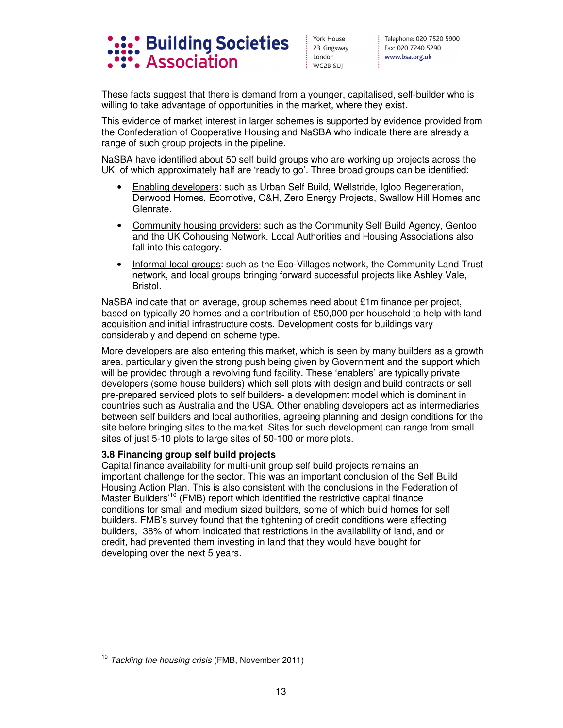These facts suggest that there is demand from a younger, capitalised, self-builder who is willing to take advantage of opportunities in the market, where they exist.

This evidence of market interest in larger schemes is supported by evidence provided from the Confederation of Cooperative Housing and NaSBA who indicate there are already a range of such group projects in the pipeline.

NaSBA have identified about 50 self build groups who are working up projects across the UK, of which approximately half are 'ready to go'. Three broad groups can be identified:

- Enabling developers: such as Urban Self Build, Wellstride, Igloo Regeneration, Derwood Homes, Ecomotive, O&H, Zero Energy Projects, Swallow Hill Homes and Glenrate.
- Community housing providers: such as the Community Self Build Agency, Gentoo and the UK Cohousing Network. Local Authorities and Housing Associations also fall into this category.
- Informal local groups: such as the Eco-Villages network, the Community Land Trust network, and local groups bringing forward successful projects like Ashley Vale, Bristol.

NaSBA indicate that on average, group schemes need about £1m finance per project, based on typically 20 homes and a contribution of £50,000 per household to help with land acquisition and initial infrastructure costs. Development costs for buildings vary considerably and depend on scheme type.

More developers are also entering this market, which is seen by many builders as a growth area, particularly given the strong push being given by Government and the support which will be provided through a revolving fund facility. These 'enablers' are typically private developers (some house builders) which sell plots with design and build contracts or sell pre-prepared serviced plots to self builders- a development model which is dominant in countries such as Australia and the USA. Other enabling developers act as intermediaries between self builders and local authorities, agreeing planning and design conditions for the site before bringing sites to the market. Sites for such development can range from small sites of just 5-10 plots to large sites of 50-100 or more plots.

**3.8 Financing group self build projects**

Capital finance availability for multi-unit group self build projects remains an important challenge for the sector. This was an important conclusion of the Self Build Housing Action Plan. This is also consistent with the conclusions in the Federation of Master Builders'[10] (FMB) report which identified the restrictive capital finance conditions for small and medium sized builders, some of which build homes for self builders. FMB's survey found that the tightening of credit conditions were affecting builders, 38% of whom indicated that restrictions in the availability of land, and or credit, had prevented them investing in land that they would have bought for developing over the next 5 years.

[10] *Tackling the housing crisis* (FMB, November 2011)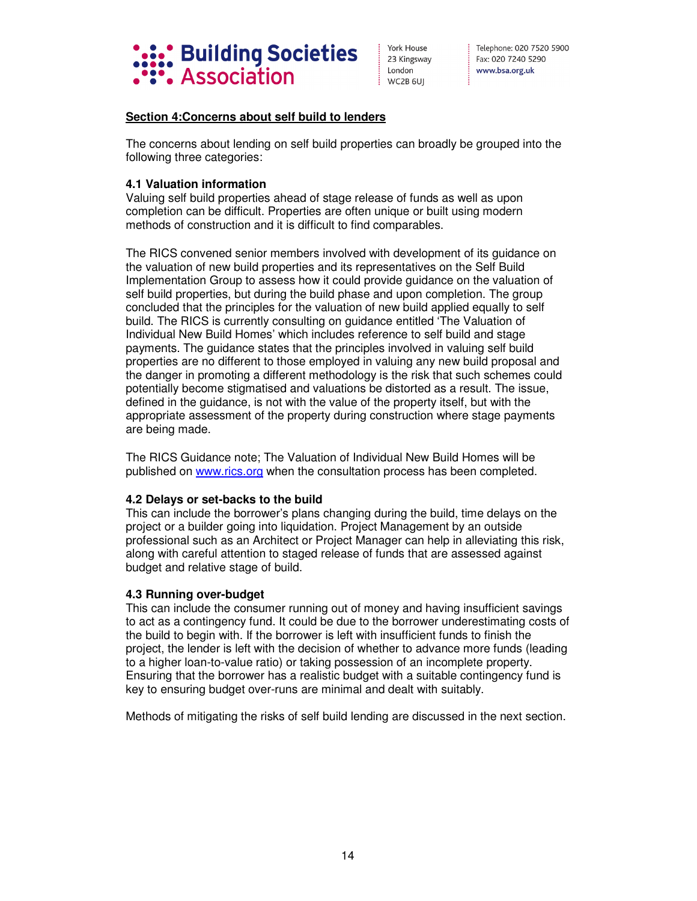## Section 4:Concerns about self build to lenders

The concerns about lending on self build properties can broadly be grouped into the following three categories:

### 4.1 Valuation information

Valuing self build properties ahead of stage release of funds as well as upon completion can be difficult. Properties are often unique or built using modern methods of construction and it is difficult to find comparables.

The RICS convened senior members involved with development of its guidance on the valuation of new build properties and its representatives on the Self Build Implementation Group to assess how it could provide guidance on the valuation of self build properties, but during the build phase and upon completion. The group concluded that the principles for the valuation of new build applied equally to self build. The RICS is currently consulting on guidance entitled 'The Valuation of Individual New Build Homes' which includes reference to self build and stage payments. The guidance states that the principles involved in valuing self build properties are no different to those employed in valuing any new build proposal and the danger in promoting a different methodology is the risk that such schemes could potentially become stigmatised and valuations be distorted as a result. The issue, defined in the guidance, is not with the value of the property itself, but with the appropriate assessment of the property during construction where stage payments are being made.

The RICS Guidance note; The Valuation of Individual New Build Homes will be published on [www.rics.org](http://www.rics.org) when the consultation process has been completed.

### 4.2 Delays or set-backs to the build

This can include the borrower's plans changing during the build, time delays on the project or a builder going into liquidation. Project Management by an outside professional such as an Architect or Project Manager can help in alleviating this risk, along with careful attention to staged release of funds that are assessed against budget and relative stage of build.

### 4.3 Running over-budget

This can include the consumer running out of money and having insufficient savings to act as a contingency fund. It could be due to the borrower underestimating costs of the build to begin with. If the borrower is left with insufficient funds to finish the project, the lender is left with the decision of whether to advance more funds (leading to a higher loan-to-value ratio) or taking possession of an incomplete property. Ensuring that the borrower has a realistic budget with a suitable contingency fund is key to ensuring budget over-runs are minimal and dealt with suitably.

Methods of mitigating the risks of self build lending are discussed in the next section.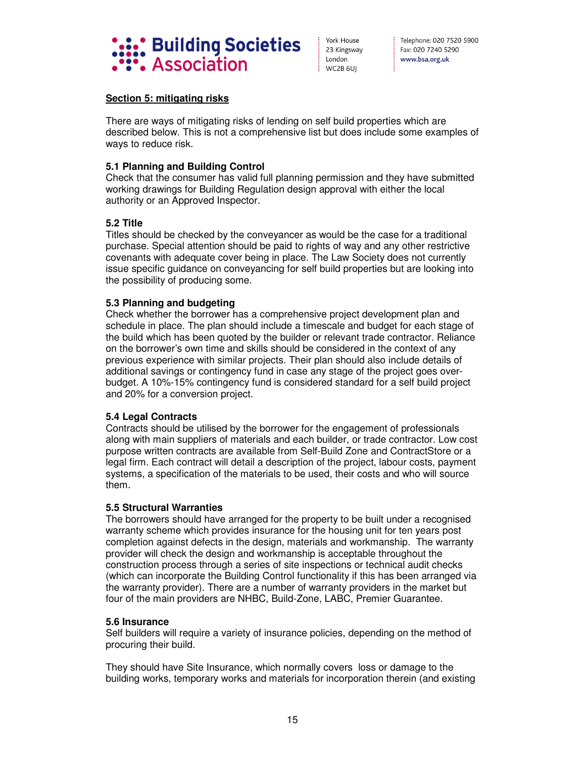**Section 5: mitigating risks**

There are ways of mitigating risks of lending on self build properties which are described below. This is not a comprehensive list but does include some examples of ways to reduce risk.

**5.1 Planning and Building Control**

Check that the consumer has valid full planning permission and they have submitted working drawings for Building Regulation design approval with either the local authority or an Approved Inspector.

**5.2 Title**

Titles should be checked by the conveyancer as would be the case for a traditional purchase. Special attention should be paid to rights of way and any other restrictive covenants with adequate cover being in place. The Law Society does not currently issue specific guidance on conveyancing for self build properties but are looking into the possibility of producing some.

**5.3 Planning and budgeting**

Check whether the borrower has a comprehensive project development plan and schedule in place. The plan should include a timescale and budget for each stage of the build which has been quoted by the builder or relevant trade contractor. Reliance on the borrower's own time and skills should be considered in the context of any previous experience with similar projects. Their plan should also include details of additional savings or contingency fund in case any stage of the project goes over-budget. A 10%-15% contingency fund is considered standard for a self build project and 20% for a conversion project.

**5.4 Legal Contracts**

Contracts should be utilised by the borrower for the engagement of professionals along with main suppliers of materials and each builder, or trade contractor. Low cost purpose written contracts are available from Self-Build Zone and ContractStore or a legal firm. Each contract will detail a description of the project, labour costs, payment systems, a specification of the materials to be used, their costs and who will source them.

**5.5 Structural Warranties**

The borrowers should have arranged for the property to be built under a recognised warranty scheme which provides insurance for the housing unit for ten years post completion against defects in the design, materials and workmanship. The warranty provider will check the design and workmanship is acceptable throughout the construction process through a series of site inspections or technical audit checks (which can incorporate the Building Control functionality if this has been arranged via the warranty provider). There are a number of warranty providers in the market but four of the main providers are NHBC, Build-Zone, LABC, Premier Guarantee.

**5.6 Insurance**

Self builders will require a variety of insurance policies, depending on the method of procuring their build.

They should have Site Insurance, which normally covers loss or damage to the building works, temporary works and materials for incorporation therein (and existing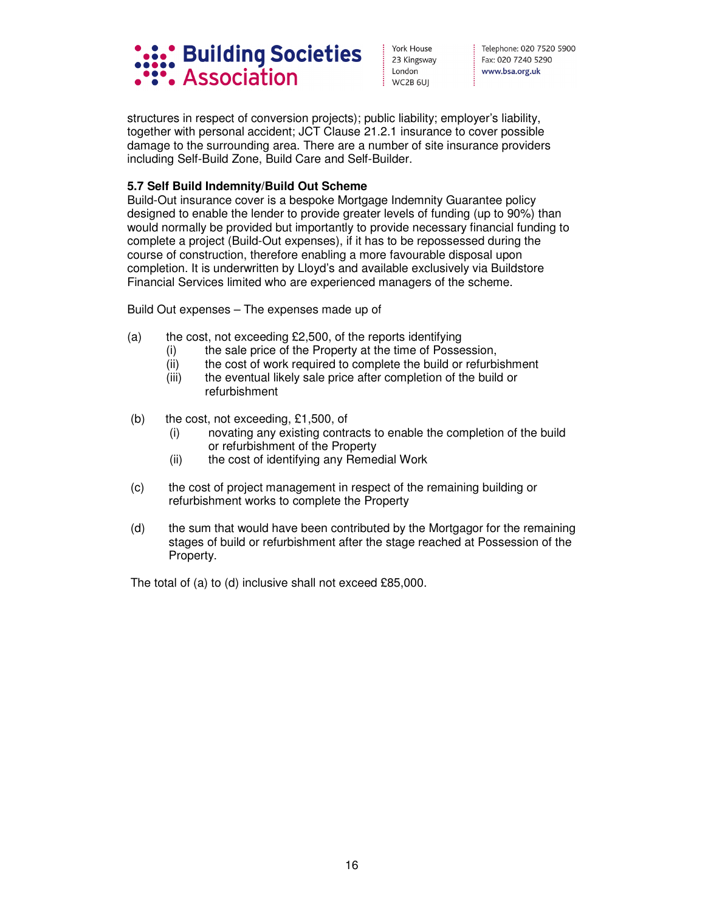structures in respect of conversion projects); public liability; employer's liability, together with personal accident; JCT Clause 21.2.1 insurance to cover possible damage to the surrounding area. There are a number of site insurance providers including Self-Build Zone, Build Care and Self-Builder.

**5.7 Self Build Indemnity/Build Out Scheme**

Build-Out insurance cover is a bespoke Mortgage Indemnity Guarantee policy designed to enable the lender to provide greater levels of funding (up to 90%) than would normally be provided but importantly to provide necessary financial funding to complete a project (Build-Out expenses), if it has to be repossessed during the course of construction, therefore enabling a more favourable disposal upon completion. It is underwritten by Lloyd's and available exclusively via Buildstore Financial Services limited who are experienced managers of the scheme.

Build Out expenses – The expenses made up of

(a) the cost, not exceeding £2,500, of the reports identifying
  (i) the sale price of the Property at the time of Possession,
  (ii) the cost of work required to complete the build or refurbishment
  (iii) the eventual likely sale price after completion of the build or refurbishment

(b) the cost, not exceeding, £1,500, of
  (i) novating any existing contracts to enable the completion of the build or refurbishment of the Property
  (ii) the cost of identifying any Remedial Work

(c) the cost of project management in respect of the remaining building or refurbishment works to complete the Property

(d) the sum that would have been contributed by the Mortgagor for the remaining stages of build or refurbishment after the stage reached at Possession of the Property.

The total of (a) to (d) inclusive shall not exceed £85,000.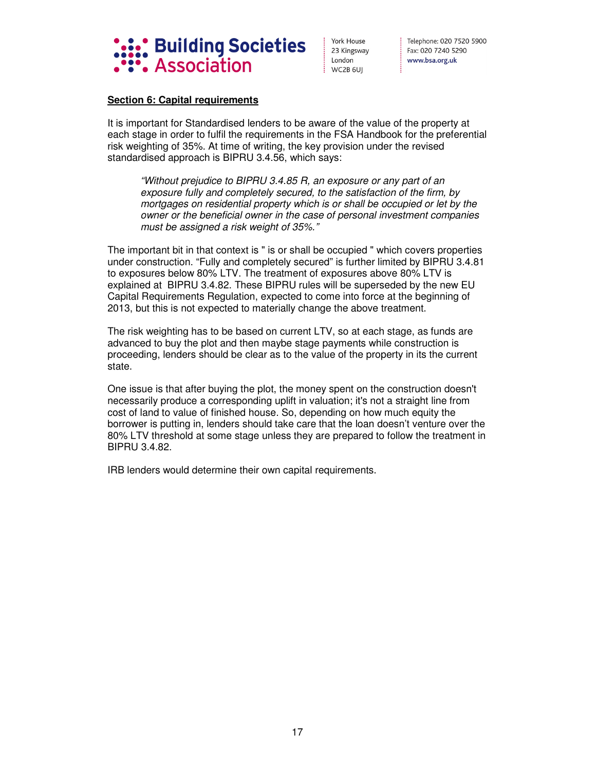**Section 6: Capital requirements**

It is important for Standardised lenders to be aware of the value of the property at each stage in order to fulfil the requirements in the FSA Handbook for the preferential risk weighting of 35%. At time of writing, the key provision under the revised standardised approach is BIPRU 3.4.56, which says:

> *"Without prejudice to BIPRU 3.4.85 R, an exposure or any part of an exposure fully and completely secured, to the satisfaction of the firm, by mortgages on residential property which is or shall be occupied or let by the owner or the beneficial owner in the case of personal investment companies must be assigned a risk weight of 35%."*

The important bit in that context is " is or shall be occupied " which covers properties under construction. "Fully and completely secured" is further limited by BIPRU 3.4.81 to exposures below 80% LTV. The treatment of exposures above 80% LTV is explained at BIPRU 3.4.82. These BIPRU rules will be superseded by the new EU Capital Requirements Regulation, expected to come into force at the beginning of 2013, but this is not expected to materially change the above treatment.

The risk weighting has to be based on current LTV, so at each stage, as funds are advanced to buy the plot and then maybe stage payments while construction is proceeding, lenders should be clear as to the value of the property in its the current state.

One issue is that after buying the plot, the money spent on the construction doesn't necessarily produce a corresponding uplift in valuation; it's not a straight line from cost of land to value of finished house. So, depending on how much equity the borrower is putting in, lenders should take care that the loan doesn't venture over the 80% LTV threshold at some stage unless they are prepared to follow the treatment in BIPRU 3.4.82.

IRB lenders would determine their own capital requirements.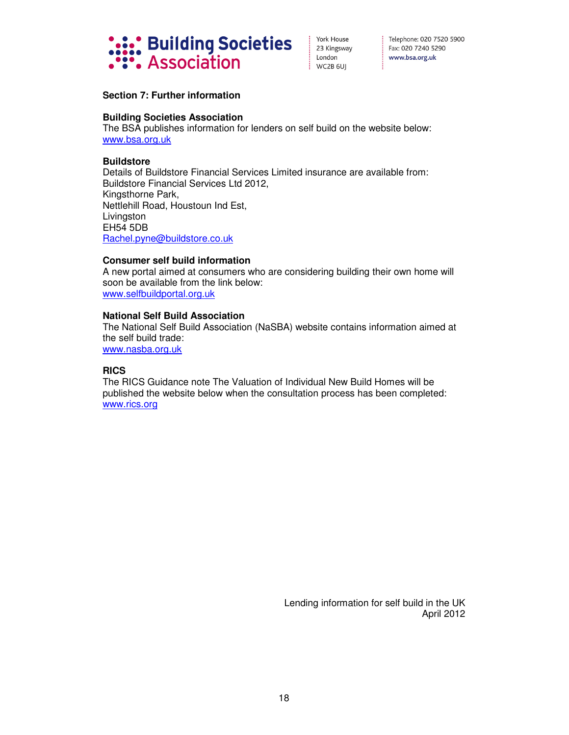## Section 7: Further information

**Building Societies Association**
The BSA publishes information for lenders on self build on the website below:
www.bsa.org.uk

**Buildstore**
Details of Buildstore Financial Services Limited insurance are available from:
Buildstore Financial Services Ltd 2012,
Kingsthorne Park,
Nettlehill Road, Houstoun Ind Est,
Livingston
EH54 5DB
Rachel.pyne@buildstore.co.uk

**Consumer self build information**
A new portal aimed at consumers who are considering building their own home will soon be available from the link below:
www.selfbuildportal.org.uk

**National Self Build Association**
The National Self Build Association (NaSBA) website contains information aimed at the self build trade:
www.nasba.org.uk

**RICS**
The RICS Guidance note The Valuation of Individual New Build Homes will be published the website below when the consultation process has been completed:
www.rics.org